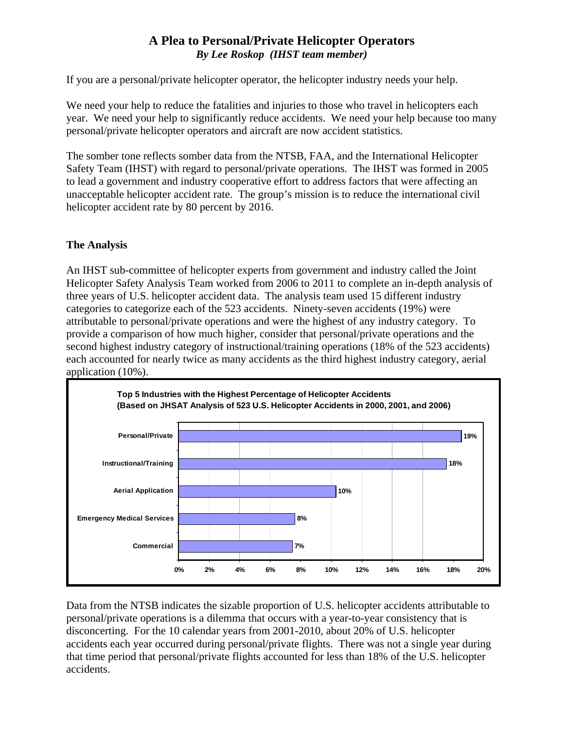# A Plea to Personal/Private Helicopter Operators

***By Lee Roskop (IHST team member)***

If you are a personal/private helicopter operator, the helicopter industry needs your help.

We need your help to reduce the fatalities and injuries to those who travel in helicopters each year. We need your help to significantly reduce accidents. We need your help because too many personal/private helicopter operators and aircraft are now accident statistics.

The somber tone reflects somber data from the NTSB, FAA, and the International Helicopter Safety Team (IHST) with regard to personal/private operations. The IHST was formed in 2005 to lead a government and industry cooperative effort to address factors that were affecting an unacceptable helicopter accident rate. The group's mission is to reduce the international civil helicopter accident rate by 80 percent by 2016.

## The Analysis

An IHST sub-committee of helicopter experts from government and industry called the Joint Helicopter Safety Analysis Team worked from 2006 to 2011 to complete an in-depth analysis of three years of U.S. helicopter accident data. The analysis team used 15 different industry categories to categorize each of the 523 accidents. Ninety-seven accidents (19%) were attributable to personal/private operations and were the highest of any industry category. To provide a comparison of how much higher, consider that personal/private operations and the second highest industry category of instructional/training operations (18% of the 523 accidents) each accounted for nearly twice as many accidents as the third highest industry category, aerial application (10%).

**Top 5 Industries with the Highest Percentage of Helicopter Accidents (Based on JHSAT Analysis of 523 U.S. Helicopter Accidents in 2000, 2001, and 2006)**

| Industry | Percentage of Accidents |
|---|---|
| Personal/Private | 19% |
| Instructional/Training | 18% |
| Aerial Application | 10% |
| Emergency Medical Services | 8% |
| Commercial | 7% |

Data from the NTSB indicates the sizable proportion of U.S. helicopter accidents attributable to personal/private operations is a dilemma that occurs with a year-to-year consistency that is disconcerting. For the 10 calendar years from 2001-2010, about 20% of U.S. helicopter accidents each year occurred during personal/private flights. There was not a single year during that time period that personal/private flights accounted for less than 18% of the U.S. helicopter accidents.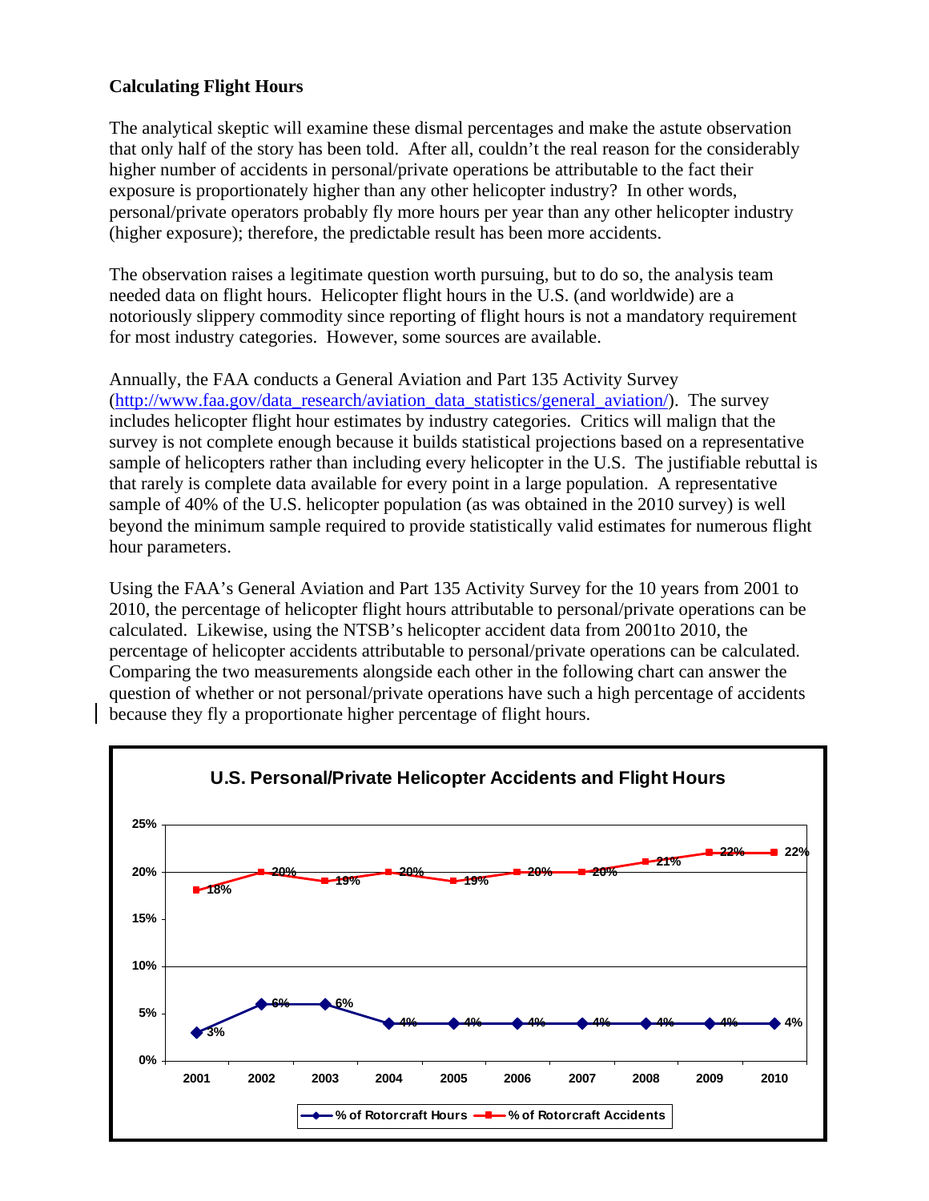### Calculating Flight Hours

The analytical skeptic will examine these dismal percentages and make the astute observation that only half of the story has been told. After all, couldn't the real reason for the considerably higher number of accidents in personal/private operations be attributable to the fact their exposure is proportionately higher than any other helicopter industry? In other words, personal/private operators probably fly more hours per year than any other helicopter industry (higher exposure); therefore, the predictable result has been more accidents.

The observation raises a legitimate question worth pursuing, but to do so, the analysis team needed data on flight hours. Helicopter flight hours in the U.S. (and worldwide) are a notoriously slippery commodity since reporting of flight hours is not a mandatory requirement for most industry categories. However, some sources are available.

Annually, the FAA conducts a General Aviation and Part 135 Activity Survey (http://www.faa.gov/data_research/aviation_data_statistics/general_aviation/). The survey includes helicopter flight hour estimates by industry categories. Critics will malign that the survey is not complete enough because it builds statistical projections based on a representative sample of helicopters rather than including every helicopter in the U.S. The justifiable rebuttal is that rarely is complete data available for every point in a large population. A representative sample of 40% of the U.S. helicopter population (as was obtained in the 2010 survey) is well beyond the minimum sample required to provide statistically valid estimates for numerous flight hour parameters.

Using the FAA's General Aviation and Part 135 Activity Survey for the 10 years from 2001 to 2010, the percentage of helicopter flight hours attributable to personal/private operations can be calculated. Likewise, using the NTSB's helicopter accident data from 2001to 2010, the percentage of helicopter accidents attributable to personal/private operations can be calculated. Comparing the two measurements alongside each other in the following chart can answer the question of whether or not personal/private operations have such a high percentage of accidents because they fly a proportionate higher percentage of flight hours.

**U.S. Personal/Private Helicopter Accidents and Flight Hours**

| Year | % of Rotorcraft Hours | % of Rotorcraft Accidents |
|---|---|---|
| 2001 | 3% | 18% |
| 2002 | 6% | 20% |
| 2003 | 6% | 19% |
| 2004 | 4% | 20% |
| 2005 | 4% | 19% |
| 2006 | 4% | 20% |
| 2007 | 4% | 20% |
| 2008 | 4% | 21% |
| 2009 | 4% | 22% |
| 2010 | 4% | 22% |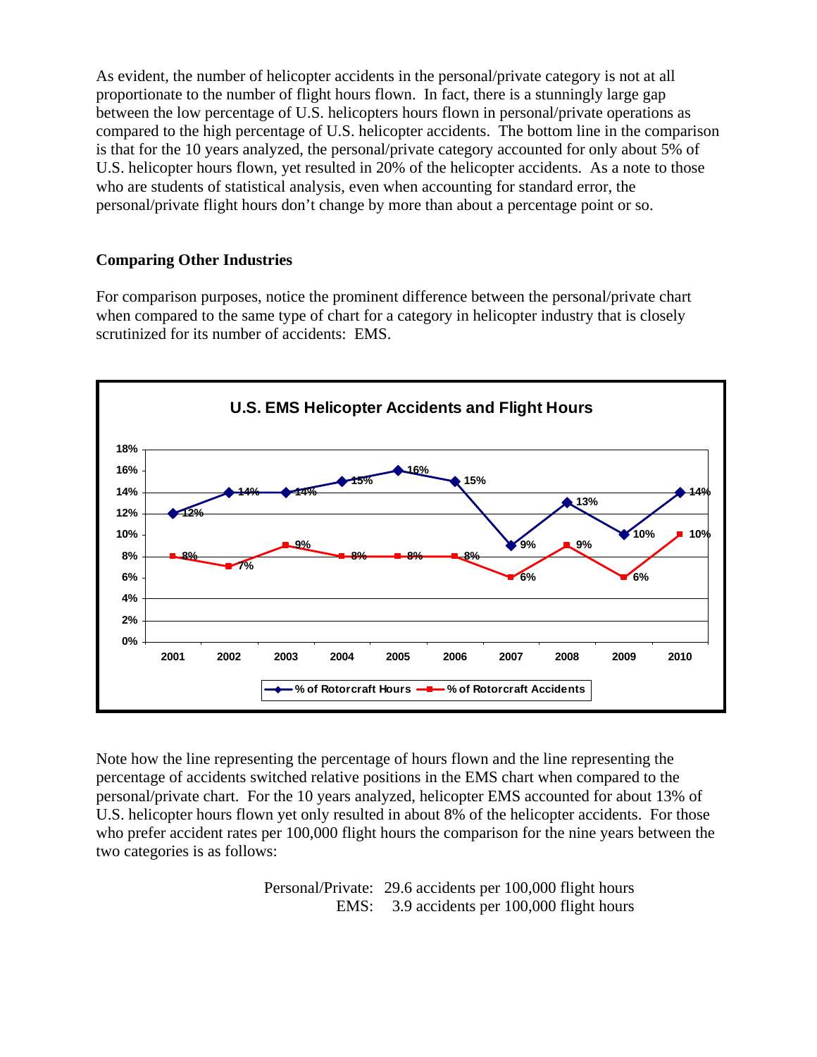As evident, the number of helicopter accidents in the personal/private category is not at all proportionate to the number of flight hours flown. In fact, there is a stunningly large gap between the low percentage of U.S. helicopters hours flown in personal/private operations as compared to the high percentage of U.S. helicopter accidents. The bottom line in the comparison is that for the 10 years analyzed, the personal/private category accounted for only about 5% of U.S. helicopter hours flown, yet resulted in 20% of the helicopter accidents. As a note to those who are students of statistical analysis, even when accounting for standard error, the personal/private flight hours don't change by more than about a percentage point or so.

**Comparing Other Industries**

For comparison purposes, notice the prominent difference between the personal/private chart when compared to the same type of chart for a category in helicopter industry that is closely scrutinized for its number of accidents: EMS.

**U.S. EMS Helicopter Accidents and Flight Hours**

| | 2001 | 2002 | 2003 | 2004 | 2005 | 2006 | 2007 | 2008 | 2009 | 2010 |
|---|---|---|---|---|---|---|---|---|---|---|
| % of Rotorcraft Hours | 12% | 14% | 14% | 15% | 16% | 15% | 9% | 13% | 10% | 14% |
| % of Rotorcraft Accidents | 8% | 7% | 9% | 8% | 8% | 8% | 6% | 9% | 6% | 10% |

Note how the line representing the percentage of hours flown and the line representing the percentage of accidents switched relative positions in the EMS chart when compared to the personal/private chart. For the 10 years analyzed, helicopter EMS accounted for about 13% of U.S. helicopter hours flown yet only resulted in about 8% of the helicopter accidents. For those who prefer accident rates per 100,000 flight hours the comparison for the nine years between the two categories is as follows:

Personal/Private: 29.6 accidents per 100,000 flight hours
EMS: 3.9 accidents per 100,000 flight hours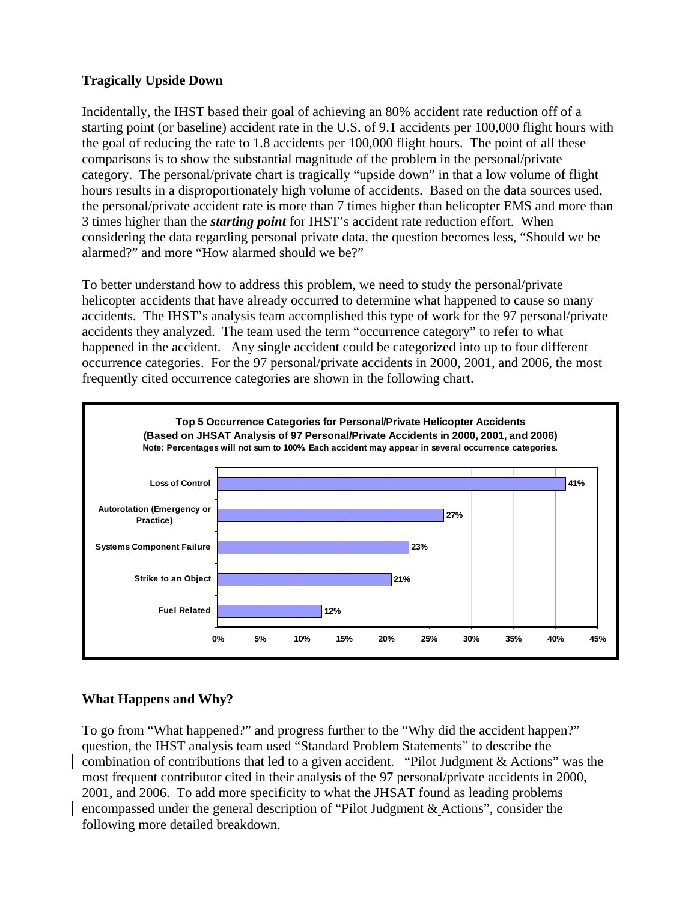### Tragically Upside Down

Incidentally, the IHST based their goal of achieving an 80% accident rate reduction off of a starting point (or baseline) accident rate in the U.S. of 9.1 accidents per 100,000 flight hours with the goal of reducing the rate to 1.8 accidents per 100,000 flight hours. The point of all these comparisons is to show the substantial magnitude of the problem in the personal/private category. The personal/private chart is tragically "upside down" in that a low volume of flight hours results in a disproportionately high volume of accidents. Based on the data sources used, the personal/private accident rate is more than 7 times higher than helicopter EMS and more than 3 times higher than the ***starting point*** for IHST's accident rate reduction effort. When considering the data regarding personal private data, the question becomes less, "Should we be alarmed?" and more "How alarmed should we be?"

To better understand how to address this problem, we need to study the personal/private helicopter accidents that have already occurred to determine what happened to cause so many accidents. The IHST's analysis team accomplished this type of work for the 97 personal/private accidents they analyzed. The team used the term "occurrence category" to refer to what happened in the accident. Any single accident could be categorized into up to four different occurrence categories. For the 97 personal/private accidents in 2000, 2001, and 2006, the most frequently cited occurrence categories are shown in the following chart.

**Top 5 Occurrence Categories for Personal/Private Helicopter Accidents**
**(Based on JHSAT Analysis of 97 Personal/Private Accidents in 2000, 2001, and 2006)**
**Note: Percentages will not sum to 100%. Each accident may appear in several occurrence categories.**

| Occurrence Category | Percentage |
|---|---|
| Loss of Control | 41% |
| Autorotation (Emergency or Practice) | 27% |
| Systems Component Failure | 23% |
| Strike to an Object | 21% |
| Fuel Related | 12% |

### What Happens and Why?

To go from "What happened?" and progress further to the "Why did the accident happen?" question, the IHST analysis team used "Standard Problem Statements" to describe the combination of contributions that led to a given accident. "Pilot Judgment & Actions" was the most frequent contributor cited in their analysis of the 97 personal/private accidents in 2000, 2001, and 2006. To add more specificity to what the JHSAT found as leading problems encompassed under the general description of "Pilot Judgment & Actions", consider the following more detailed breakdown.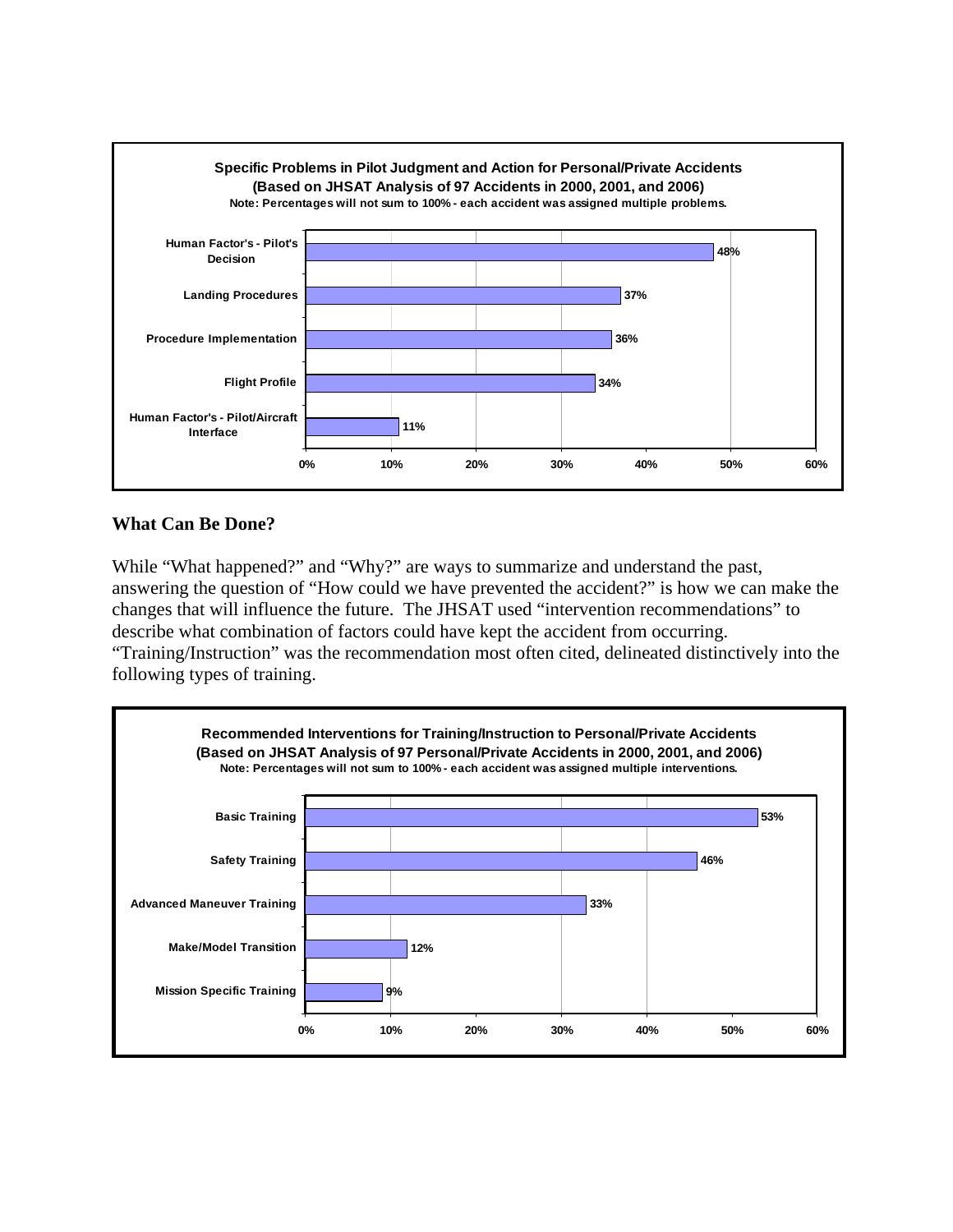**Specific Problems in Pilot Judgment and Action for Personal/Private Accidents**
**(Based on JHSAT Analysis of 97 Accidents in 2000, 2001, and 2006)**
**Note: Percentages will not sum to 100% - each accident was assigned multiple problems.**

| Problem | Percentage |
|---|---|
| Human Factor's - Pilot's Decision | 48% |
| Landing Procedures | 37% |
| Procedure Implementation | 36% |
| Flight Profile | 34% |
| Human Factor's - Pilot/Aircraft Interface | 11% |

## What Can Be Done?

While "What happened?" and "Why?" are ways to summarize and understand the past, answering the question of "How could we have prevented the accident?" is how we can make the changes that will influence the future. The JHSAT used "intervention recommendations" to describe what combination of factors could have kept the accident from occurring. "Training/Instruction" was the recommendation most often cited, delineated distinctively into the following types of training.

**Recommended Interventions for Training/Instruction to Personal/Private Accidents**
**(Based on JHSAT Analysis of 97 Personal/Private Accidents in 2000, 2001, and 2006)**
**Note: Percentages will not sum to 100% - each accident was assigned multiple interventions.**

| Intervention | Percentage |
|---|---|
| Basic Training | 53% |
| Safety Training | 46% |
| Advanced Maneuver Training | 33% |
| Make/Model Transition | 12% |
| Mission Specific Training | 9% |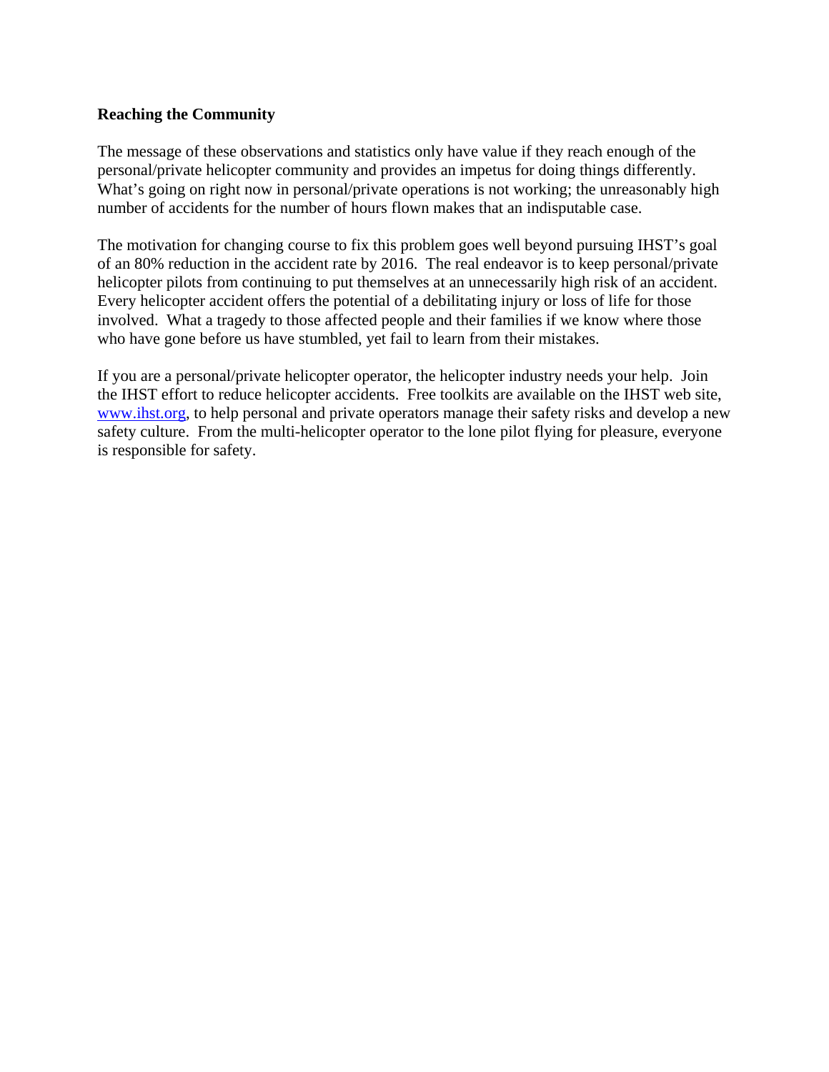**Reaching the Community**

The message of these observations and statistics only have value if they reach enough of the personal/private helicopter community and provides an impetus for doing things differently. What's going on right now in personal/private operations is not working; the unreasonably high number of accidents for the number of hours flown makes that an indisputable case.

The motivation for changing course to fix this problem goes well beyond pursuing IHST's goal of an 80% reduction in the accident rate by 2016. The real endeavor is to keep personal/private helicopter pilots from continuing to put themselves at an unnecessarily high risk of an accident. Every helicopter accident offers the potential of a debilitating injury or loss of life for those involved. What a tragedy to those affected people and their families if we know where those who have gone before us have stumbled, yet fail to learn from their mistakes.

If you are a personal/private helicopter operator, the helicopter industry needs your help. Join the IHST effort to reduce helicopter accidents. Free toolkits are available on the IHST web site, [www.ihst.org](http://www.ihst.org), to help personal and private operators manage their safety risks and develop a new safety culture. From the multi-helicopter operator to the lone pilot flying for pleasure, everyone is responsible for safety.